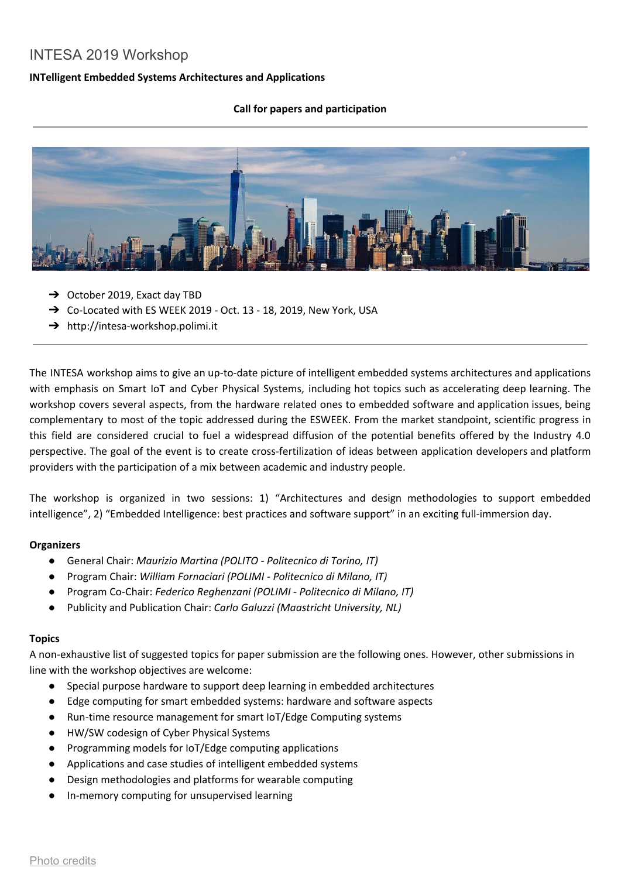# INTESA 2019 Workshop

**INTelligent Embedded Systems Architectures and Applications**

**Call for papers and participation**

---

- ➔ October 2019, Exact day TBD
- ➔ Co-Located with ES WEEK 2019 - Oct. 13 - 18, 2019, New York, USA
- ➔ http://intesa-workshop.polimi.it

---

The INTESA workshop aims to give an up-to-date picture of intelligent embedded systems architectures and applications with emphasis on Smart IoT and Cyber Physical Systems, including hot topics such as accelerating deep learning. The workshop covers several aspects, from the hardware related ones to embedded software and application issues, being complementary to most of the topic addressed during the ESWEEK. From the market standpoint, scientific progress in this field are considered crucial to fuel a widespread diffusion of the potential benefits offered by the Industry 4.0 perspective. The goal of the event is to create cross-fertilization of ideas between application developers and platform providers with the participation of a mix between academic and industry people.

The workshop is organized in two sessions: 1) "Architectures and design methodologies to support embedded intelligence", 2) "Embedded Intelligence: best practices and software support" in an exciting full-immersion day.

**Organizers**

- General Chair: *Maurizio Martina (POLITO - Politecnico di Torino, IT)*
- Program Chair: *William Fornaciari (POLIMI - Politecnico di Milano, IT)*
- Program Co-Chair: *Federico Reghenzani (POLIMI - Politecnico di Milano, IT)*
- Publicity and Publication Chair: *Carlo Galuzzi (Maastricht University, NL)*

**Topics**

A non-exhaustive list of suggested topics for paper submission are the following ones. However, other submissions in line with the workshop objectives are welcome:

- Special purpose hardware to support deep learning in embedded architectures
- Edge computing for smart embedded systems: hardware and software aspects
- Run-time resource management for smart IoT/Edge Computing systems
- HW/SW codesign of Cyber Physical Systems
- Programming models for IoT/Edge computing applications
- Applications and case studies of intelligent embedded systems
- Design methodologies and platforms for wearable computing
- In-memory computing for unsupervised learning

Photo credits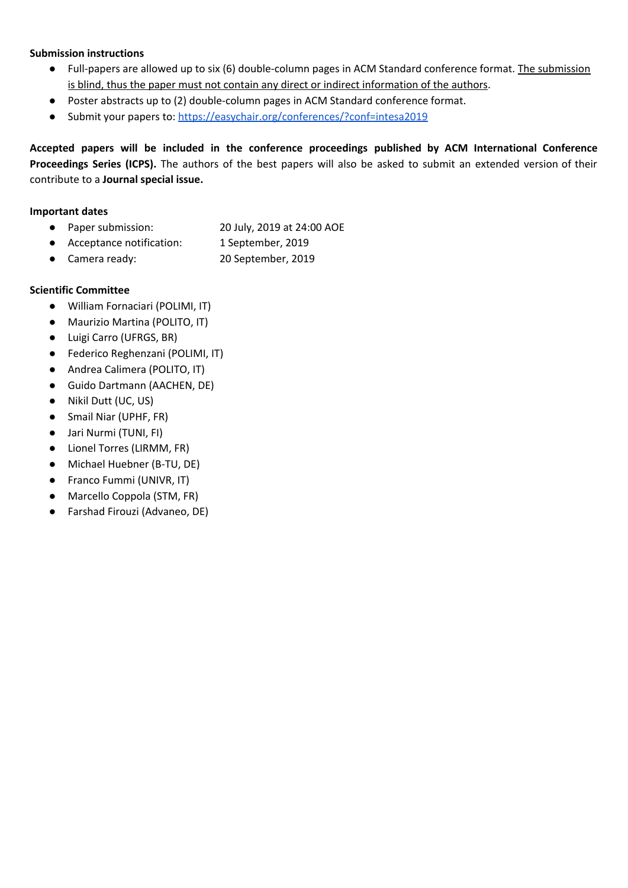**Submission instructions**

- Full-papers are allowed up to six (6) double-column pages in ACM Standard conference format. The submission is blind, thus the paper must not contain any direct or indirect information of the authors.
- Poster abstracts up to (2) double-column pages in ACM Standard conference format.
- Submit your papers to: https://easychair.org/conferences/?conf=intesa2019

**Accepted papers will be included in the conference proceedings published by ACM International Conference Proceedings Series (ICPS).** The authors of the best papers will also be asked to submit an extended version of their contribute to a **Journal special issue.**

**Important dates**

- Paper submission: 20 July, 2019 at 24:00 AOE
- Acceptance notification: 1 September, 2019
- Camera ready: 20 September, 2019

**Scientific Committee**

- William Fornaciari (POLIMI, IT)
- Maurizio Martina (POLITO, IT)
- Luigi Carro (UFRGS, BR)
- Federico Reghenzani (POLIMI, IT)
- Andrea Calimera (POLITO, IT)
- Guido Dartmann (AACHEN, DE)
- Nikil Dutt (UC, US)
- Smail Niar (UPHF, FR)
- Jari Nurmi (TUNI, FI)
- Lionel Torres (LIRMM, FR)
- Michael Huebner (B-TU, DE)
- Franco Fummi (UNIVR, IT)
- Marcello Coppola (STM, FR)
- Farshad Firouzi (Advaneo, DE)